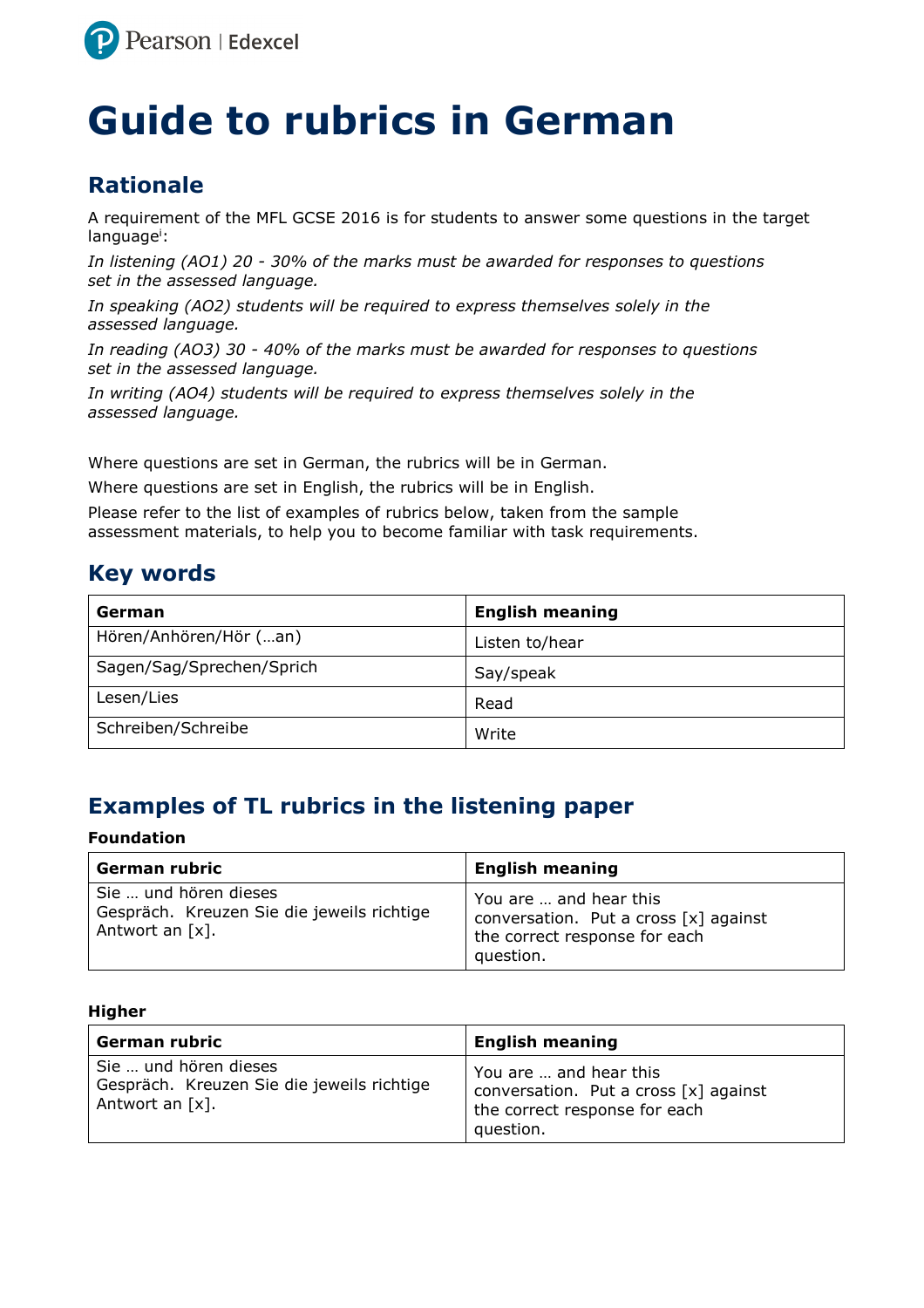# Guide to rubrics in German

## Rationale

A requirement of the MFL GCSE 2016 is for students to answer some questions in the target language[i]:

*In listening (AO1) 20 - 30% of the marks must be awarded for responses to questions set in the assessed language.*

*In speaking (AO2) students will be required to express themselves solely in the assessed language.*

*In reading (AO3) 30 - 40% of the marks must be awarded for responses to questions set in the assessed language.*

*In writing (AO4) students will be required to express themselves solely in the assessed language.*

Where questions are set in German, the rubrics will be in German.

Where questions are set in English, the rubrics will be in English.

Please refer to the list of examples of rubrics below, taken from the sample assessment materials, to help you to become familiar with task requirements.

## Key words

| German | English meaning |
|---|---|
| Hören/Anhören/Hör (…an) | Listen to/hear |
| Sagen/Sag/Sprechen/Sprich | Say/speak |
| Lesen/Lies | Read |
| Schreiben/Schreibe | Write |

## Examples of TL rubrics in the listening paper

**Foundation**

| German rubric | English meaning |
|---|---|
| Sie … und hören dieses Gespräch. Kreuzen Sie die jeweils richtige Antwort an [x]. | You are … and hear this conversation. Put a cross [x] against the correct response for each question. |

**Higher**

| German rubric | English meaning |
|---|---|
| Sie … und hören dieses Gespräch. Kreuzen Sie die jeweils richtige Antwort an [x]. | You are … and hear this conversation. Put a cross [x] against the correct response for each question. |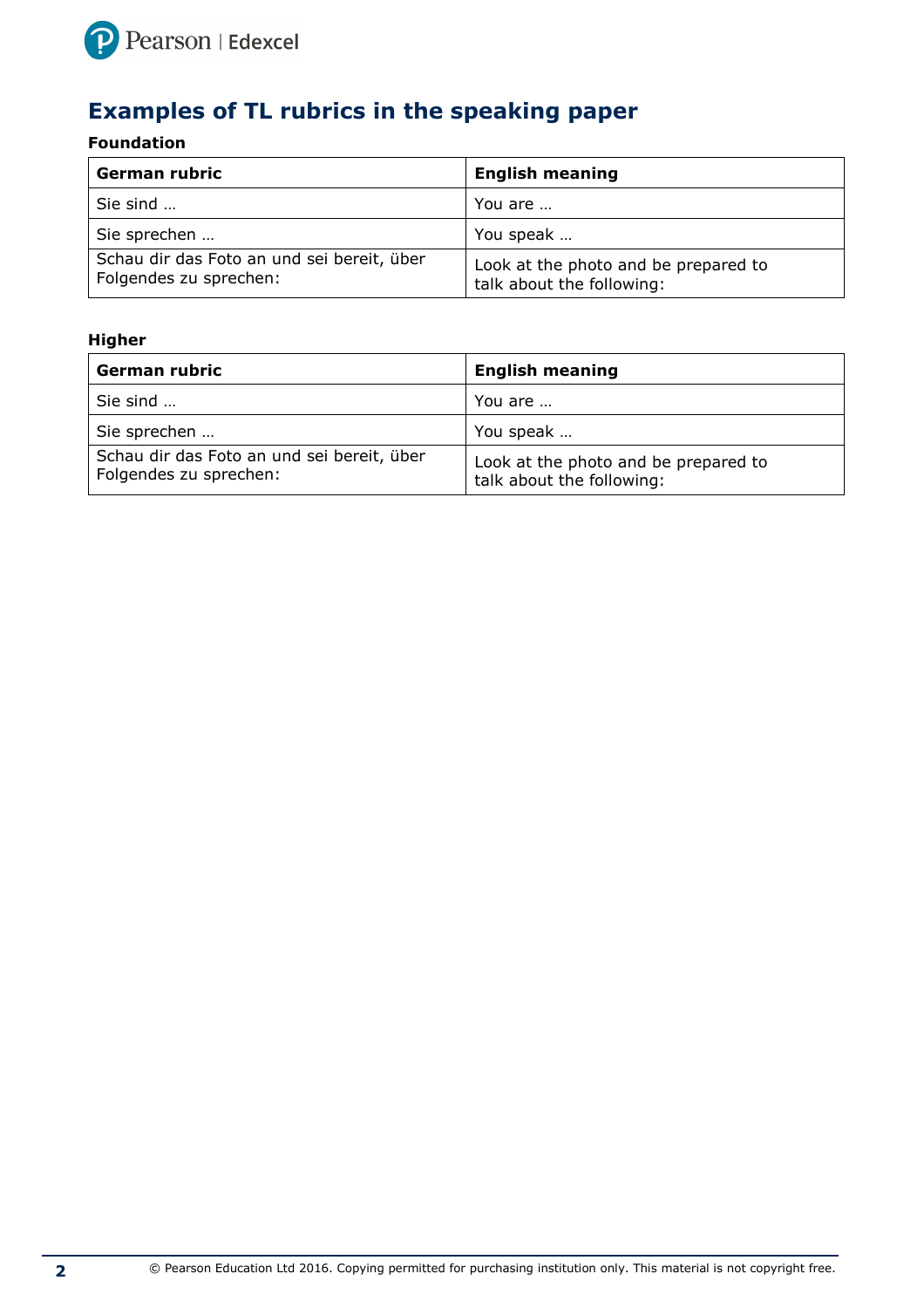## Examples of TL rubrics in the speaking paper

**Foundation**

| German rubric | English meaning |
| --- | --- |
| Sie sind … | You are … |
| Sie sprechen … | You speak … |
| Schau dir das Foto an und sei bereit, über Folgendes zu sprechen: | Look at the photo and be prepared to talk about the following: |

**Higher**

| German rubric | English meaning |
| --- | --- |
| Sie sind … | You are … |
| Sie sprechen … | You speak … |
| Schau dir das Foto an und sei bereit, über Folgendes zu sprechen: | Look at the photo and be prepared to talk about the following: |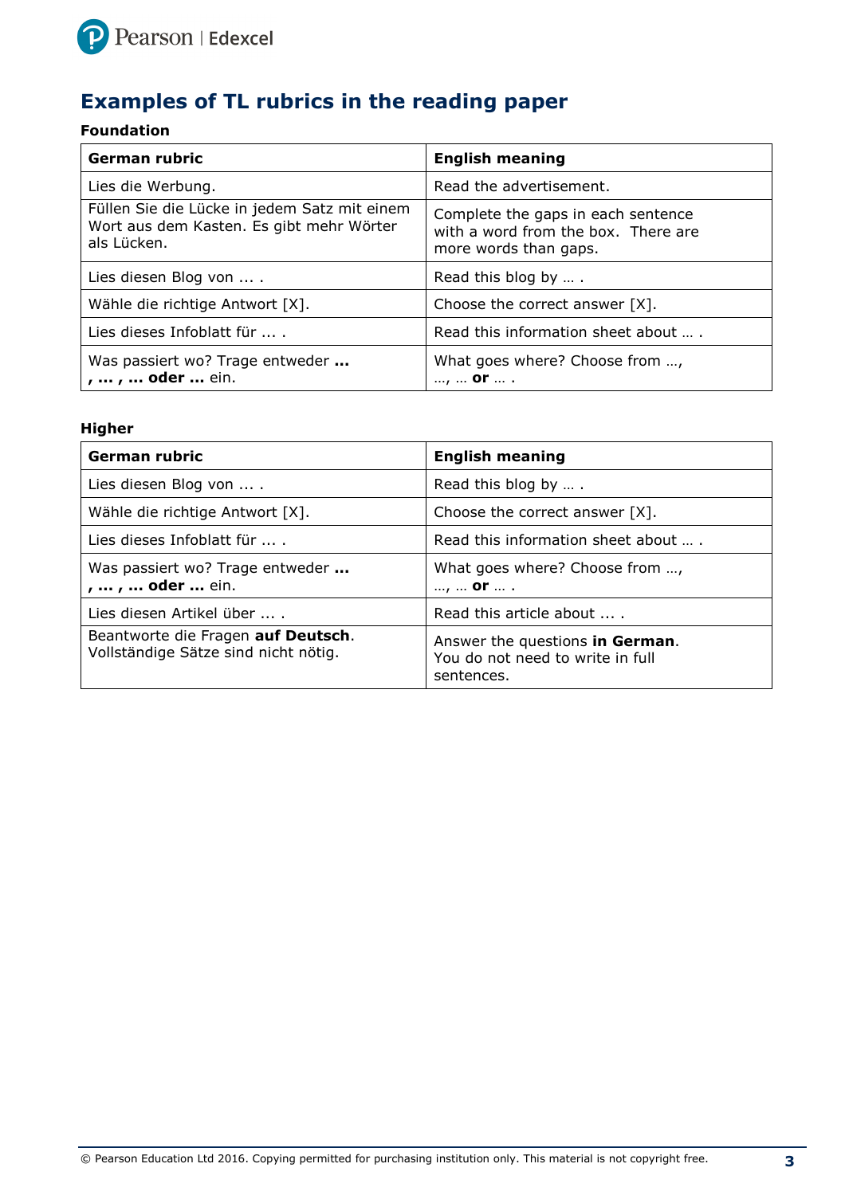## Examples of TL rubrics in the reading paper

**Foundation**

| German rubric | English meaning |
|---|---|
| Lies die Werbung. | Read the advertisement. |
| Füllen Sie die Lücke in jedem Satz mit einem Wort aus dem Kasten. Es gibt mehr Wörter als Lücken. | Complete the gaps in each sentence with a word from the box. There are more words than gaps. |
| Lies diesen Blog von ... . | Read this blog by … . |
| Wähle die richtige Antwort [X]. | Choose the correct answer [X]. |
| Lies dieses Infoblatt für ... . | Read this information sheet about … . |
| Was passiert wo? Trage entweder **... , ... , ... oder ...** ein. | What goes where? Choose from …, …, … **or** … . |

**Higher**

| German rubric | English meaning |
|---|---|
| Lies diesen Blog von ... . | Read this blog by … . |
| Wähle die richtige Antwort [X]. | Choose the correct answer [X]. |
| Lies dieses Infoblatt für ... . | Read this information sheet about … . |
| Was passiert wo? Trage entweder **... , ... , ... oder ...** ein. | What goes where? Choose from …, …, … **or** … . |
| Lies diesen Artikel über ... . | Read this article about ... . |
| Beantworte die Fragen **auf Deutsch**. Vollständige Sätze sind nicht nötig. | Answer the questions **in German**. You do not need to write in full sentences. |

© Pearson Education Ltd 2016. Copying permitted for purchasing institution only. This material is not copyright free.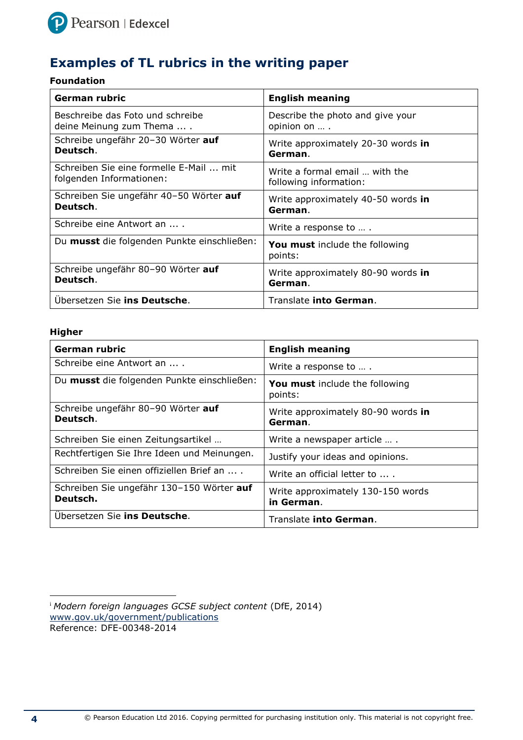## Examples of TL rubrics in the writing paper

**Foundation**

| German rubric | English meaning |
|---|---|
| Beschreibe das Foto und schreibe deine Meinung zum Thema ... . | Describe the photo and give your opinion on … . |
| Schreibe ungefähr 20–30 Wörter **auf Deutsch**. | Write approximately 20-30 words **in German**. |
| Schreiben Sie eine formelle E-Mail ... mit folgenden Informationen: | Write a formal email … with the following information: |
| Schreiben Sie ungefähr 40–50 Wörter **auf Deutsch**. | Write approximately 40-50 words **in German**. |
| Schreibe eine Antwort an ... . | Write a response to … . |
| Du **musst** die folgenden Punkte einschließen: | **You must** include the following points: |
| Schreibe ungefähr 80–90 Wörter **auf Deutsch**. | Write approximately 80-90 words **in German**. |
| Übersetzen Sie **ins Deutsche**. | Translate **into German**. |

**Higher**

| German rubric | English meaning |
|---|---|
| Schreibe eine Antwort an ... . | Write a response to … . |
| Du **musst** die folgenden Punkte einschließen: | **You must** include the following points: |
| Schreibe ungefähr 80–90 Wörter **auf Deutsch**. | Write approximately 80-90 words **in German**. |
| Schreiben Sie einen Zeitungsartikel … | Write a newspaper article … . |
| Rechtfertigen Sie Ihre Ideen und Meinungen. | Justify your ideas and opinions. |
| Schreiben Sie einen offiziellen Brief an ... . | Write an official letter to ... . |
| Schreiben Sie ungefähr 130–150 Wörter **auf Deutsch.** | Write approximately 130-150 words **in German**. |
| Übersetzen Sie **ins Deutsche**. | Translate **into German**. |

---

[i] *Modern foreign languages GCSE subject content* (DfE, 2014)
www.gov.uk/government/publications
Reference: DFE-00348-2014

© Pearson Education Ltd 2016. Copying permitted for purchasing institution only. This material is not copyright free.